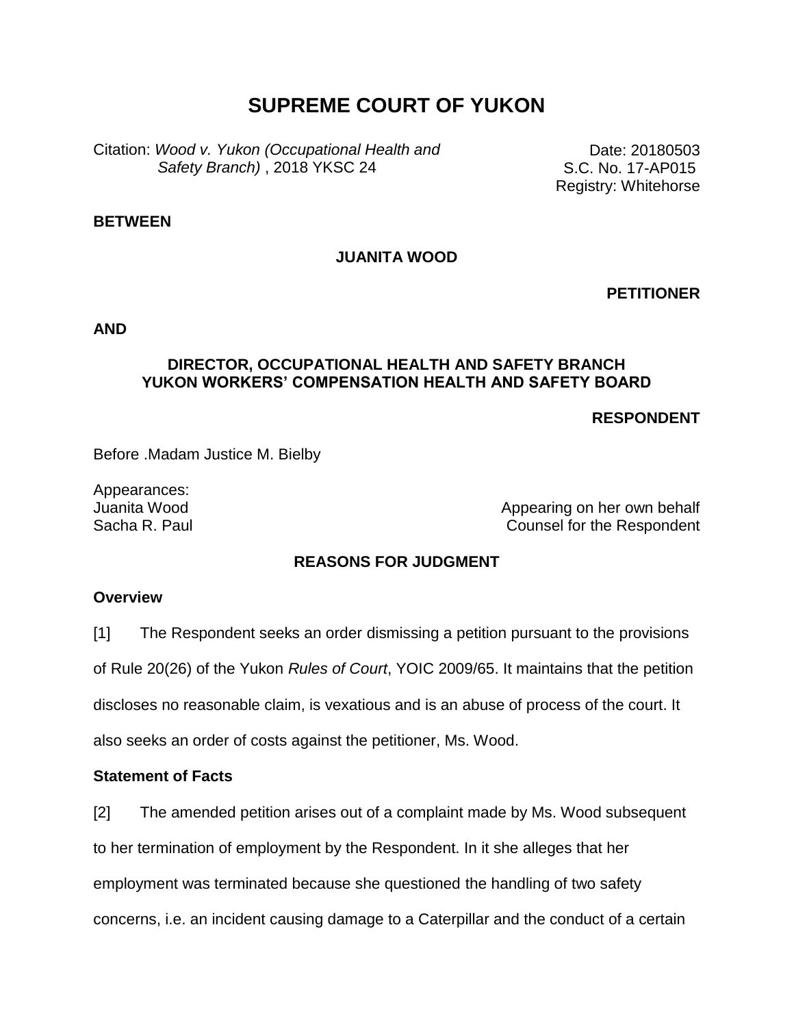# SUPREME COURT OF YUKON

Citation: *Wood v. Yukon (Occupational Health and Safety Branch)* , 2018 YKSC 24

Date: 20180503
S.C. No. 17-AP015
Registry: Whitehorse

**BETWEEN**

**JUANITA WOOD**

**PETITIONER**

**AND**

**DIRECTOR, OCCUPATIONAL HEALTH AND SAFETY BRANCH YUKON WORKERS' COMPENSATION HEALTH AND SAFETY BOARD**

**RESPONDENT**

Before .Madam Justice M. Bielby

Appearances:

| | |
|---|---|
| Juanita Wood | Appearing on her own behalf |
| Sacha R. Paul | Counsel for the Respondent |

## REASONS FOR JUDGMENT

### Overview

[1] The Respondent seeks an order dismissing a petition pursuant to the provisions of Rule 20(26) of the Yukon *Rules of Court*, YOIC 2009/65. It maintains that the petition discloses no reasonable claim, is vexatious and is an abuse of process of the court. It also seeks an order of costs against the petitioner, Ms. Wood.

### Statement of Facts

[2] The amended petition arises out of a complaint made by Ms. Wood subsequent to her termination of employment by the Respondent. In it she alleges that her employment was terminated because she questioned the handling of two safety concerns, i.e. an incident causing damage to a Caterpillar and the conduct of a certain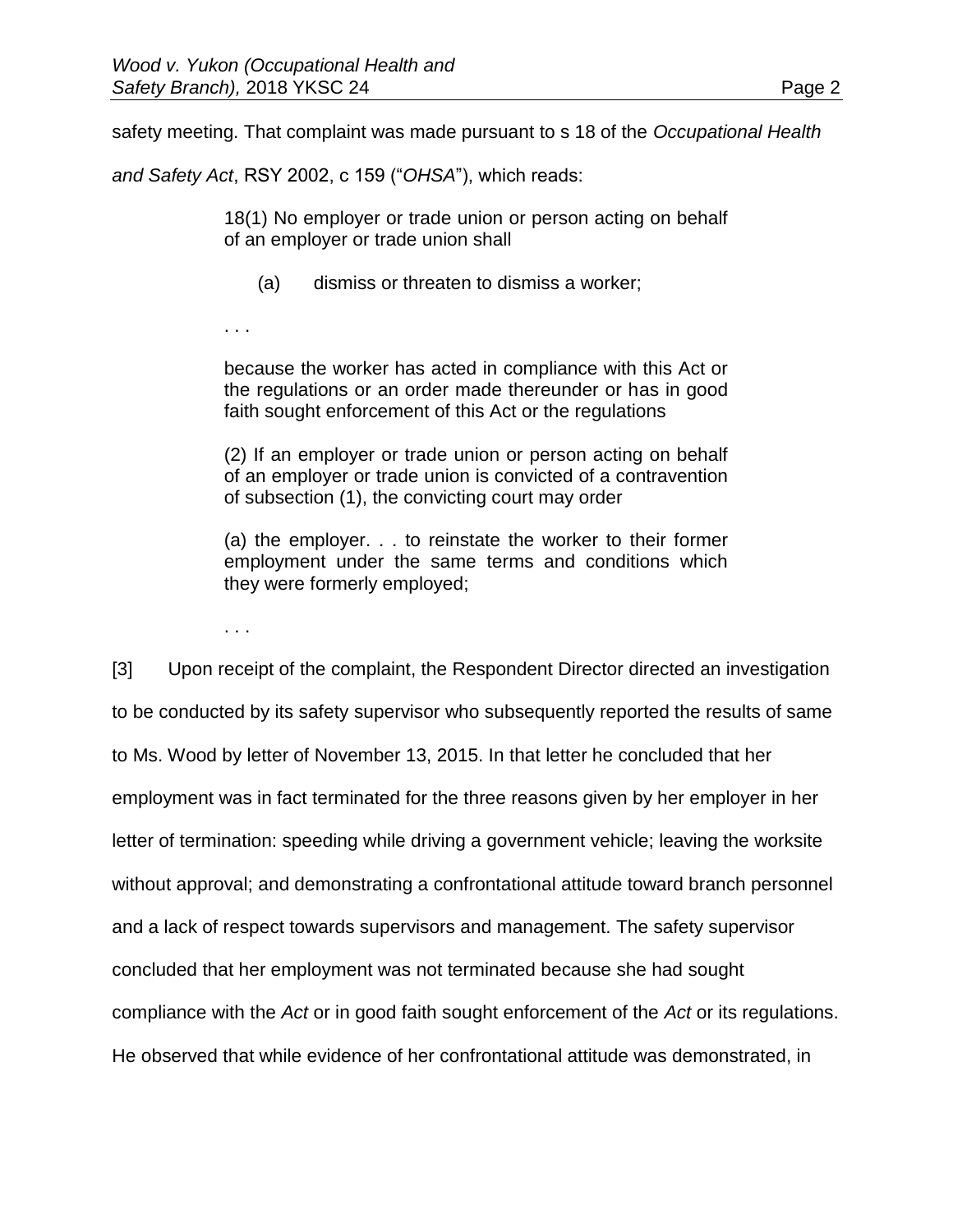safety meeting. That complaint was made pursuant to s 18 of the *Occupational Health and Safety Act*, RSY 2002, c 159 ("*OHSA*"), which reads:

> 18(1) No employer or trade union or person acting on behalf of an employer or trade union shall
>
> (a) dismiss or threaten to dismiss a worker;
>
> . . .
>
> because the worker has acted in compliance with this Act or the regulations or an order made thereunder or has in good faith sought enforcement of this Act or the regulations
>
> (2) If an employer or trade union or person acting on behalf of an employer or trade union is convicted of a contravention of subsection (1), the convicting court may order
>
> (a) the employer. . . to reinstate the worker to their former employment under the same terms and conditions which they were formerly employed;
>
> . . .

[3] Upon receipt of the complaint, the Respondent Director directed an investigation to be conducted by its safety supervisor who subsequently reported the results of same to Ms. Wood by letter of November 13, 2015. In that letter he concluded that her employment was in fact terminated for the three reasons given by her employer in her letter of termination: speeding while driving a government vehicle; leaving the worksite without approval; and demonstrating a confrontational attitude toward branch personnel and a lack of respect towards supervisors and management. The safety supervisor concluded that her employment was not terminated because she had sought compliance with the *Act* or in good faith sought enforcement of the *Act* or its regulations. He observed that while evidence of her confrontational attitude was demonstrated, in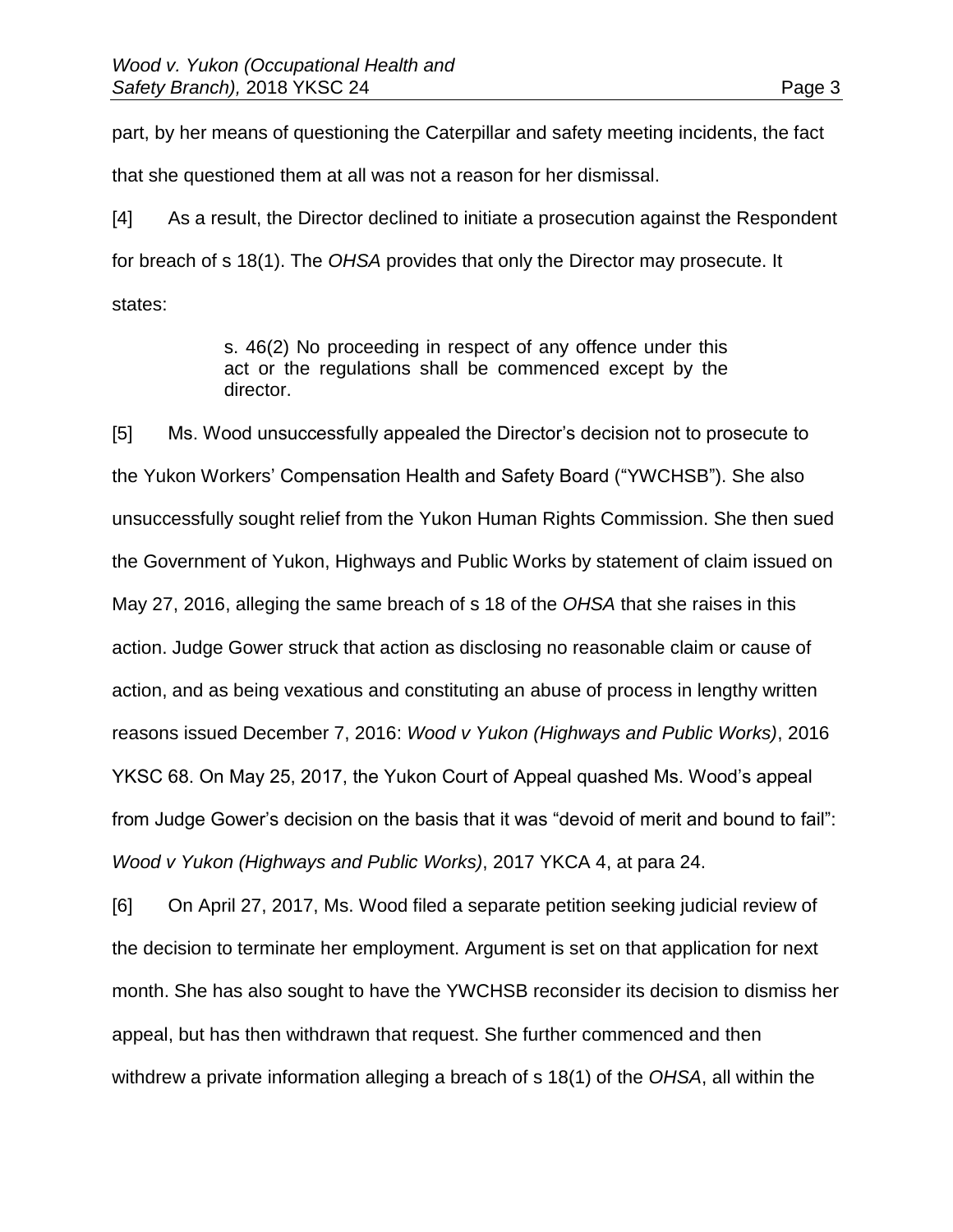part, by her means of questioning the Caterpillar and safety meeting incidents, the fact that she questioned them at all was not a reason for her dismissal.

[4] As a result, the Director declined to initiate a prosecution against the Respondent for breach of s 18(1). The *OHSA* provides that only the Director may prosecute. It states:

> s. 46(2) No proceeding in respect of any offence under this act or the regulations shall be commenced except by the director.

[5] Ms. Wood unsuccessfully appealed the Director's decision not to prosecute to the Yukon Workers' Compensation Health and Safety Board ("YWCHSB"). She also unsuccessfully sought relief from the Yukon Human Rights Commission. She then sued the Government of Yukon, Highways and Public Works by statement of claim issued on May 27, 2016, alleging the same breach of s 18 of the *OHSA* that she raises in this action. Judge Gower struck that action as disclosing no reasonable claim or cause of action, and as being vexatious and constituting an abuse of process in lengthy written reasons issued December 7, 2016: *Wood v Yukon (Highways and Public Works)*, 2016 YKSC 68. On May 25, 2017, the Yukon Court of Appeal quashed Ms. Wood's appeal from Judge Gower's decision on the basis that it was "devoid of merit and bound to fail": *Wood v Yukon (Highways and Public Works)*, 2017 YKCA 4, at para 24.

[6] On April 27, 2017, Ms. Wood filed a separate petition seeking judicial review of the decision to terminate her employment. Argument is set on that application for next month. She has also sought to have the YWCHSB reconsider its decision to dismiss her appeal, but has then withdrawn that request. She further commenced and then withdrew a private information alleging a breach of s 18(1) of the *OHSA*, all within the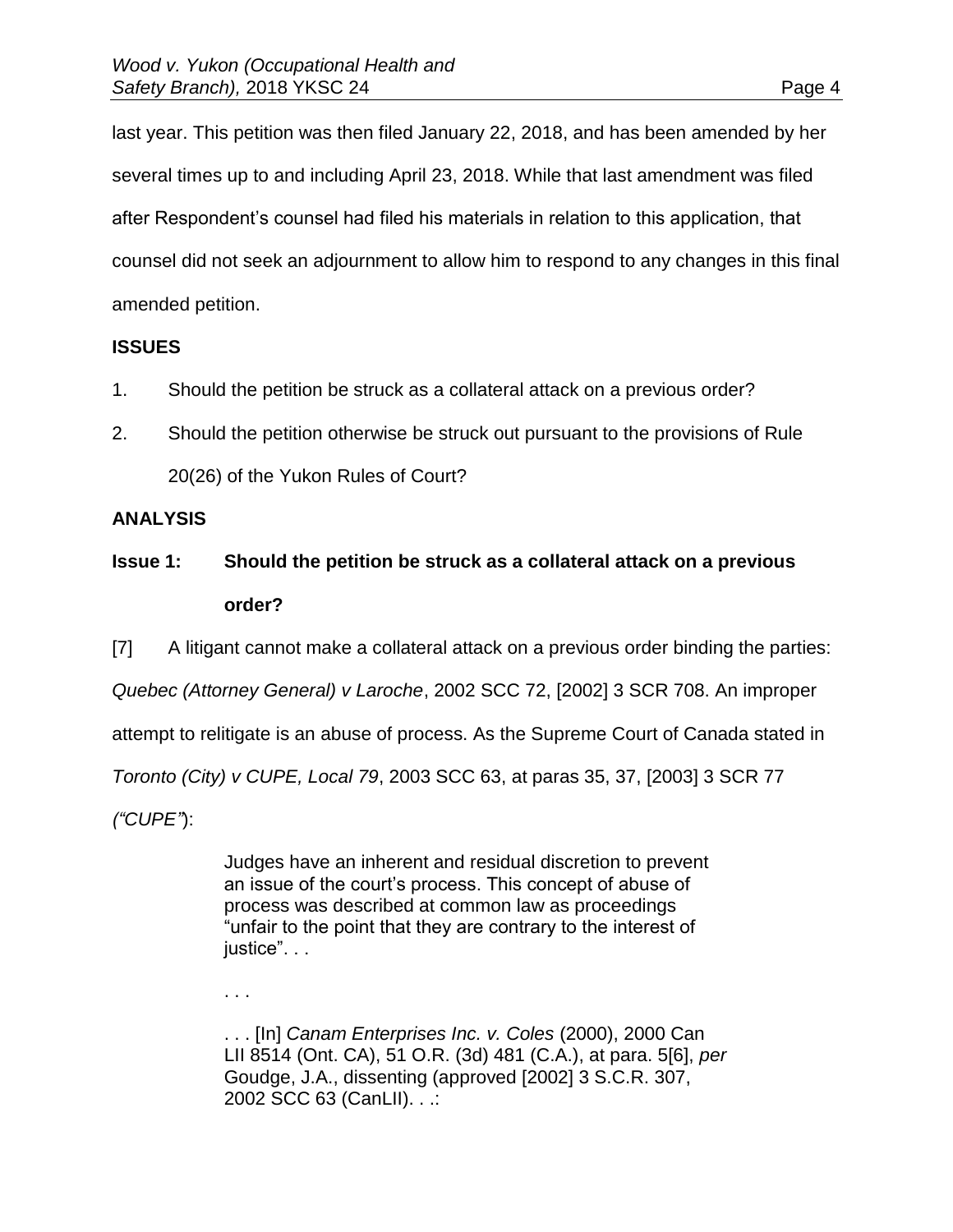last year. This petition was then filed January 22, 2018, and has been amended by her several times up to and including April 23, 2018. While that last amendment was filed after Respondent's counsel had filed his materials in relation to this application, that counsel did not seek an adjournment to allow him to respond to any changes in this final amended petition.

## ISSUES

1. Should the petition be struck as a collateral attack on a previous order?
2. Should the petition otherwise be struck out pursuant to the provisions of Rule 20(26) of the Yukon Rules of Court?

## ANALYSIS

### Issue 1: Should the petition be struck as a collateral attack on a previous order?

[7] A litigant cannot make a collateral attack on a previous order binding the parties: *Quebec (Attorney General) v Laroche*, 2002 SCC 72, [2002] 3 SCR 708. An improper attempt to relitigate is an abuse of process. As the Supreme Court of Canada stated in *Toronto (City) v CUPE, Local 79*, 2003 SCC 63, at paras 35, 37, [2003] 3 SCR 77 *("CUPE")*:

> Judges have an inherent and residual discretion to prevent an issue of the court's process. This concept of abuse of process was described at common law as proceedings "unfair to the point that they are contrary to the interest of justice". . .
>
> . . .
>
> . . . [In] *Canam Enterprises Inc. v. Coles* (2000), 2000 Can LII 8514 (Ont. CA), 51 O.R. (3d) 481 (C.A.), at para. 5[6], *per* Goudge, J.A., dissenting (approved [2002] 3 S.C.R. 307, 2002 SCC 63 (CanLII). . .: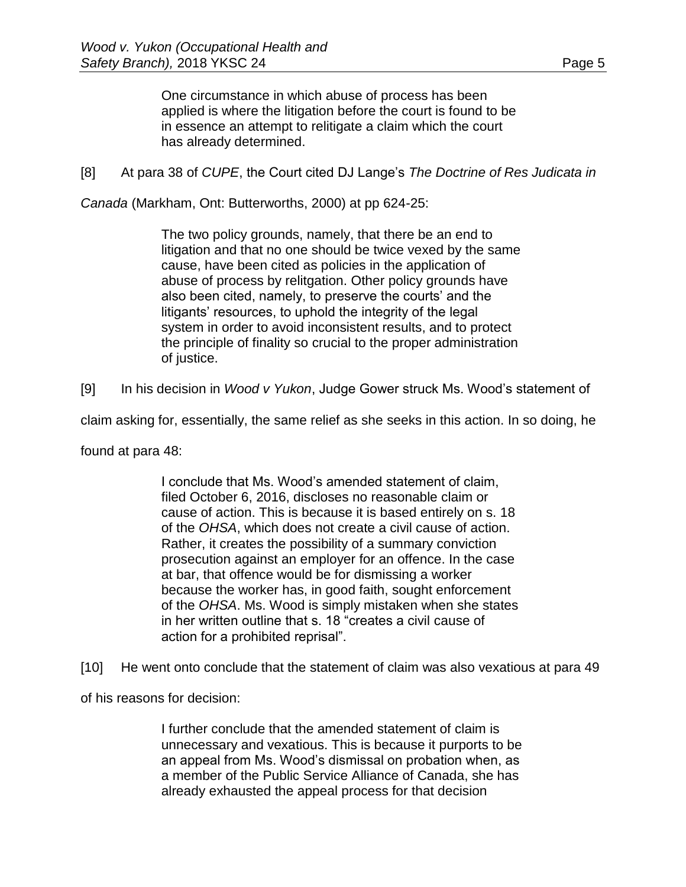> One circumstance in which abuse of process has been applied is where the litigation before the court is found to be in essence an attempt to relitigate a claim which the court has already determined.

[8] At para 38 of *CUPE*, the Court cited DJ Lange's *The Doctrine of Res Judicata in Canada* (Markham, Ont: Butterworths, 2000) at pp 624-25:

> The two policy grounds, namely, that there be an end to litigation and that no one should be twice vexed by the same cause, have been cited as policies in the application of abuse of process by relitgation. Other policy grounds have also been cited, namely, to preserve the courts' and the litigants' resources, to uphold the integrity of the legal system in order to avoid inconsistent results, and to protect the principle of finality so crucial to the proper administration of justice.

[9] In his decision in *Wood v Yukon*, Judge Gower struck Ms. Wood's statement of claim asking for, essentially, the same relief as she seeks in this action. In so doing, he found at para 48:

> I conclude that Ms. Wood's amended statement of claim, filed October 6, 2016, discloses no reasonable claim or cause of action. This is because it is based entirely on s. 18 of the *OHSA*, which does not create a civil cause of action. Rather, it creates the possibility of a summary conviction prosecution against an employer for an offence. In the case at bar, that offence would be for dismissing a worker because the worker has, in good faith, sought enforcement of the *OHSA*. Ms. Wood is simply mistaken when she states in her written outline that s. 18 "creates a civil cause of action for a prohibited reprisal".

[10] He went onto conclude that the statement of claim was also vexatious at para 49 of his reasons for decision:

> I further conclude that the amended statement of claim is unnecessary and vexatious. This is because it purports to be an appeal from Ms. Wood's dismissal on probation when, as a member of the Public Service Alliance of Canada, she has already exhausted the appeal process for that decision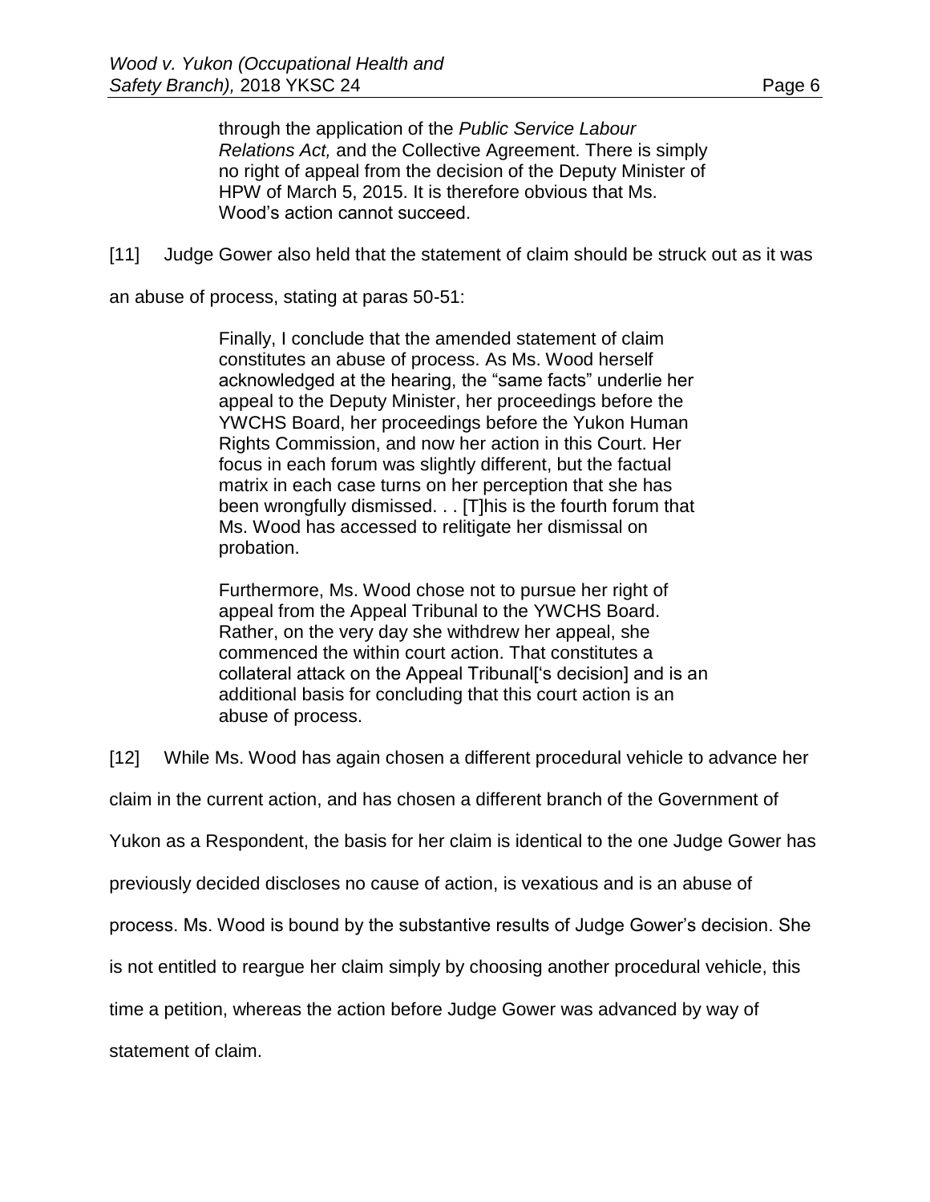> through the application of the *Public Service Labour Relations Act,* and the Collective Agreement. There is simply no right of appeal from the decision of the Deputy Minister of HPW of March 5, 2015. It is therefore obvious that Ms. Wood's action cannot succeed.

[11] Judge Gower also held that the statement of claim should be struck out as it was an abuse of process, stating at paras 50-51:

> Finally, I conclude that the amended statement of claim constitutes an abuse of process. As Ms. Wood herself acknowledged at the hearing, the "same facts" underlie her appeal to the Deputy Minister, her proceedings before the YWCHS Board, her proceedings before the Yukon Human Rights Commission, and now her action in this Court. Her focus in each forum was slightly different, but the factual matrix in each case turns on her perception that she has been wrongfully dismissed. . . [T]his is the fourth forum that Ms. Wood has accessed to relitigate her dismissal on probation.
>
> Furthermore, Ms. Wood chose not to pursue her right of appeal from the Appeal Tribunal to the YWCHS Board. Rather, on the very day she withdrew her appeal, she commenced the within court action. That constitutes a collateral attack on the Appeal Tribunal['s decision] and is an additional basis for concluding that this court action is an abuse of process.

[12] While Ms. Wood has again chosen a different procedural vehicle to advance her claim in the current action, and has chosen a different branch of the Government of Yukon as a Respondent, the basis for her claim is identical to the one Judge Gower has previously decided discloses no cause of action, is vexatious and is an abuse of process. Ms. Wood is bound by the substantive results of Judge Gower's decision. She is not entitled to reargue her claim simply by choosing another procedural vehicle, this time a petition, whereas the action before Judge Gower was advanced by way of statement of claim.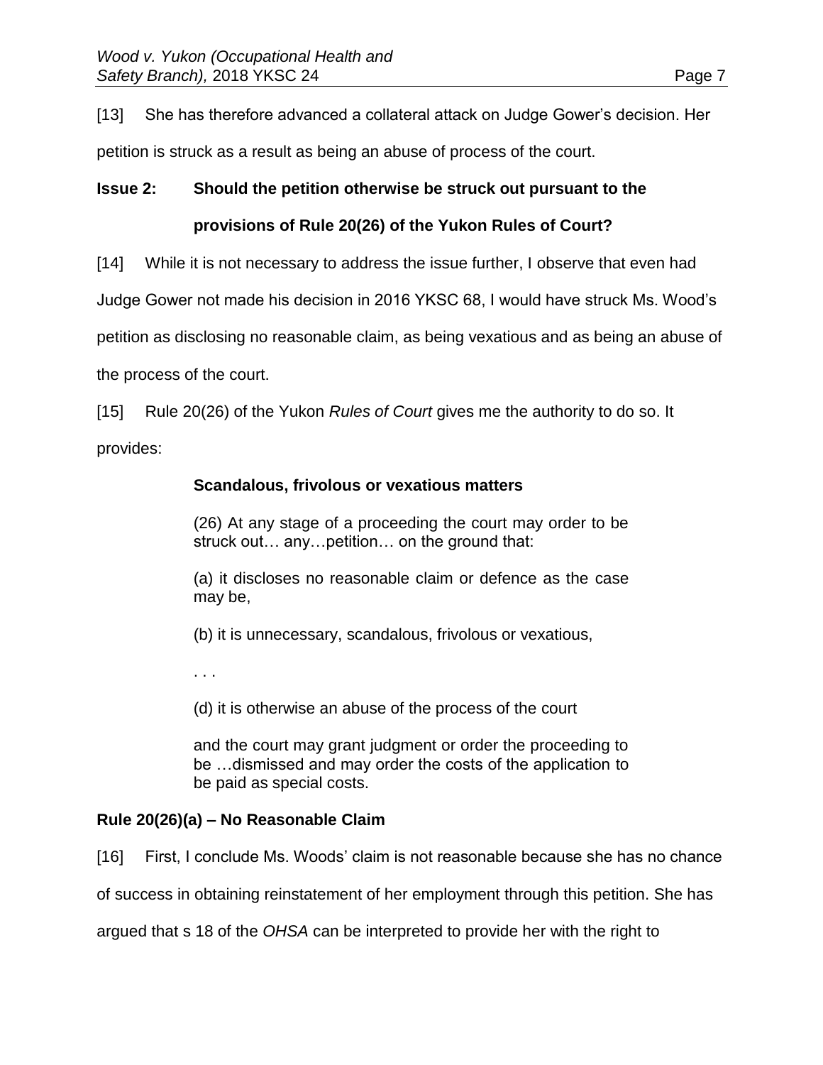[13] She has therefore advanced a collateral attack on Judge Gower's decision. Her petition is struck as a result as being an abuse of process of the court.

**Issue 2: Should the petition otherwise be struck out pursuant to the provisions of Rule 20(26) of the Yukon Rules of Court?**

[14] While it is not necessary to address the issue further, I observe that even had Judge Gower not made his decision in 2016 YKSC 68, I would have struck Ms. Wood's petition as disclosing no reasonable claim, as being vexatious and as being an abuse of the process of the court.

[15] Rule 20(26) of the Yukon *Rules of Court* gives me the authority to do so. It provides:

> **Scandalous, frivolous or vexatious matters**
>
> (26) At any stage of a proceeding the court may order to be struck out… any…petition… on the ground that:
>
> (a) it discloses no reasonable claim or defence as the case may be,
>
> (b) it is unnecessary, scandalous, frivolous or vexatious,
>
> . . .
>
> (d) it is otherwise an abuse of the process of the court
>
> and the court may grant judgment or order the proceeding to be …dismissed and may order the costs of the application to be paid as special costs.

**Rule 20(26)(a) – No Reasonable Claim**

[16] First, I conclude Ms. Woods' claim is not reasonable because she has no chance of success in obtaining reinstatement of her employment through this petition. She has argued that s 18 of the *OHSA* can be interpreted to provide her with the right to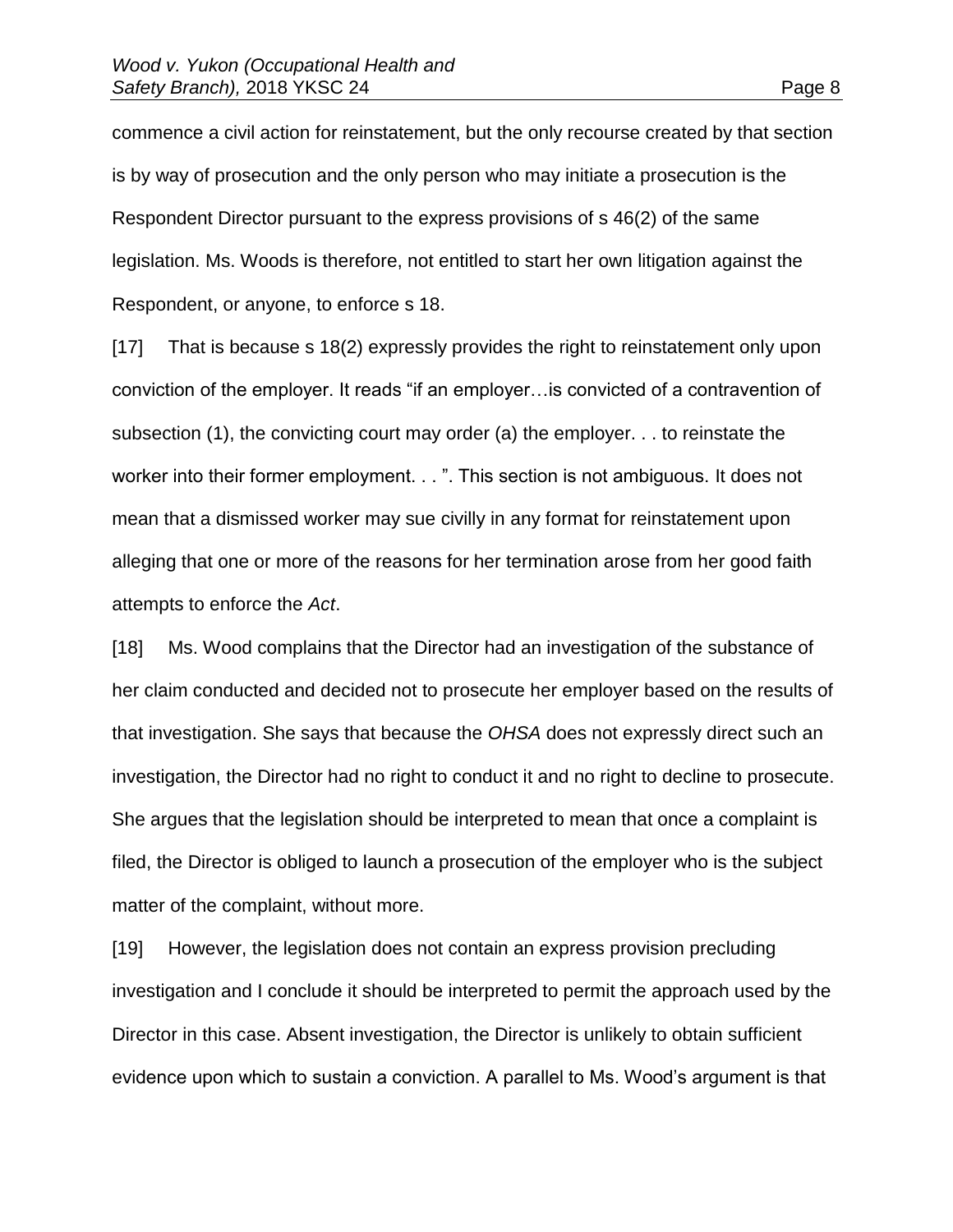commence a civil action for reinstatement, but the only recourse created by that section is by way of prosecution and the only person who may initiate a prosecution is the Respondent Director pursuant to the express provisions of s 46(2) of the same legislation. Ms. Woods is therefore, not entitled to start her own litigation against the Respondent, or anyone, to enforce s 18.

[17] That is because s 18(2) expressly provides the right to reinstatement only upon conviction of the employer. It reads "if an employer…is convicted of a contravention of subsection (1), the convicting court may order (a) the employer. . . to reinstate the worker into their former employment. . . ". This section is not ambiguous. It does not mean that a dismissed worker may sue civilly in any format for reinstatement upon alleging that one or more of the reasons for her termination arose from her good faith attempts to enforce the *Act*.

[18] Ms. Wood complains that the Director had an investigation of the substance of her claim conducted and decided not to prosecute her employer based on the results of that investigation. She says that because the *OHSA* does not expressly direct such an investigation, the Director had no right to conduct it and no right to decline to prosecute. She argues that the legislation should be interpreted to mean that once a complaint is filed, the Director is obliged to launch a prosecution of the employer who is the subject matter of the complaint, without more.

[19] However, the legislation does not contain an express provision precluding investigation and I conclude it should be interpreted to permit the approach used by the Director in this case. Absent investigation, the Director is unlikely to obtain sufficient evidence upon which to sustain a conviction. A parallel to Ms. Wood's argument is that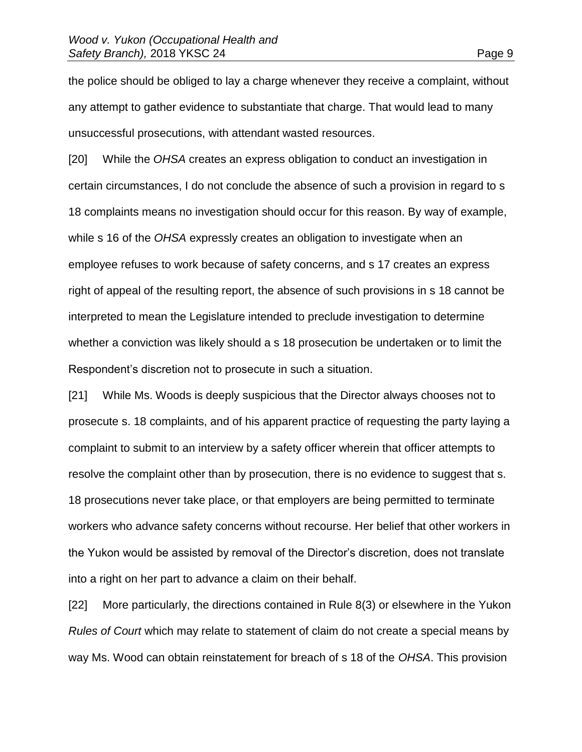the police should be obliged to lay a charge whenever they receive a complaint, without any attempt to gather evidence to substantiate that charge. That would lead to many unsuccessful prosecutions, with attendant wasted resources.

[20] While the *OHSA* creates an express obligation to conduct an investigation in certain circumstances, I do not conclude the absence of such a provision in regard to s 18 complaints means no investigation should occur for this reason. By way of example, while s 16 of the *OHSA* expressly creates an obligation to investigate when an employee refuses to work because of safety concerns, and s 17 creates an express right of appeal of the resulting report, the absence of such provisions in s 18 cannot be interpreted to mean the Legislature intended to preclude investigation to determine whether a conviction was likely should a s 18 prosecution be undertaken or to limit the Respondent's discretion not to prosecute in such a situation.

[21] While Ms. Woods is deeply suspicious that the Director always chooses not to prosecute s. 18 complaints, and of his apparent practice of requesting the party laying a complaint to submit to an interview by a safety officer wherein that officer attempts to resolve the complaint other than by prosecution, there is no evidence to suggest that s. 18 prosecutions never take place, or that employers are being permitted to terminate workers who advance safety concerns without recourse. Her belief that other workers in the Yukon would be assisted by removal of the Director's discretion, does not translate into a right on her part to advance a claim on their behalf.

[22] More particularly, the directions contained in Rule 8(3) or elsewhere in the Yukon *Rules of Court* which may relate to statement of claim do not create a special means by way Ms. Wood can obtain reinstatement for breach of s 18 of the *OHSA*. This provision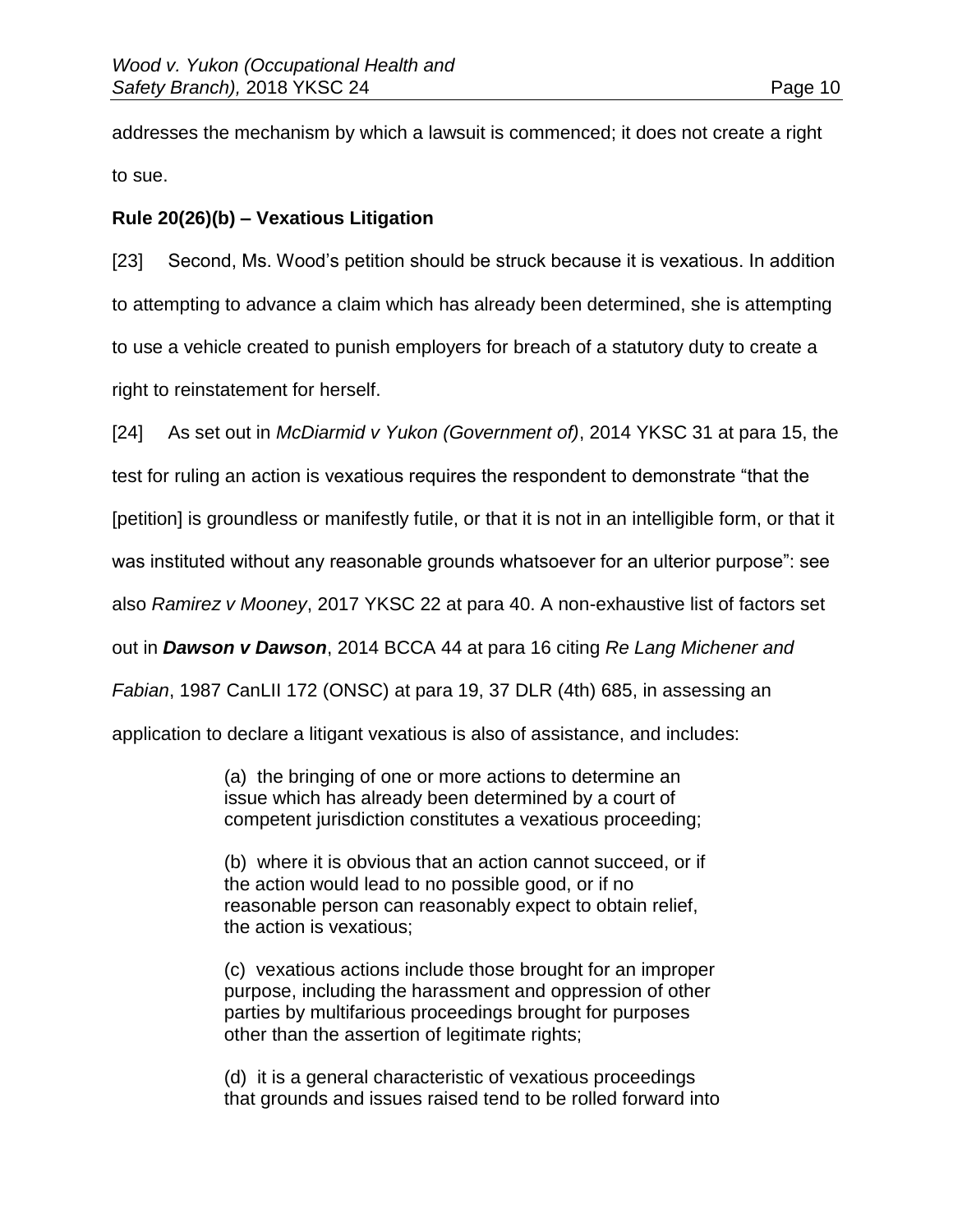addresses the mechanism by which a lawsuit is commenced; it does not create a right to sue.

**Rule 20(26)(b) – Vexatious Litigation**

[23] Second, Ms. Wood's petition should be struck because it is vexatious. In addition to attempting to advance a claim which has already been determined, she is attempting to use a vehicle created to punish employers for breach of a statutory duty to create a right to reinstatement for herself.

[24] As set out in *McDiarmid v Yukon (Government of)*, 2014 YKSC 31 at para 15, the test for ruling an action is vexatious requires the respondent to demonstrate "that the [petition] is groundless or manifestly futile, or that it is not in an intelligible form, or that it was instituted without any reasonable grounds whatsoever for an ulterior purpose": see also *Ramirez v Mooney*, 2017 YKSC 22 at para 40. A non-exhaustive list of factors set out in ***Dawson v Dawson***, 2014 BCCA 44 at para 16 citing *Re Lang Michener and Fabian*, 1987 CanLII 172 (ONSC) at para 19, 37 DLR (4th) 685, in assessing an application to declare a litigant vexatious is also of assistance, and includes:

> (a) the bringing of one or more actions to determine an issue which has already been determined by a court of competent jurisdiction constitutes a vexatious proceeding;
>
> (b) where it is obvious that an action cannot succeed, or if the action would lead to no possible good, or if no reasonable person can reasonably expect to obtain relief, the action is vexatious;
>
> (c) vexatious actions include those brought for an improper purpose, including the harassment and oppression of other parties by multifarious proceedings brought for purposes other than the assertion of legitimate rights;
>
> (d) it is a general characteristic of vexatious proceedings that grounds and issues raised tend to be rolled forward into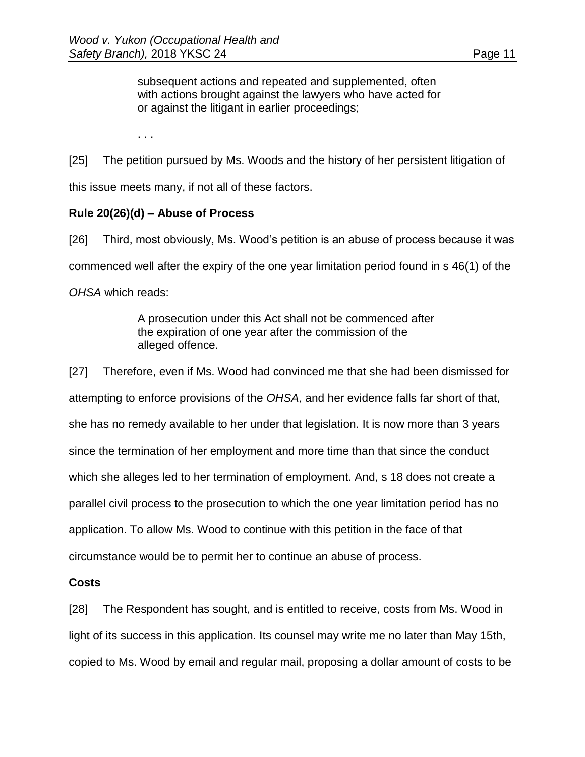> subsequent actions and repeated and supplemented, often with actions brought against the lawyers who have acted for or against the litigant in earlier proceedings;
>
> . . .

[25] The petition pursued by Ms. Woods and the history of her persistent litigation of this issue meets many, if not all of these factors.

**Rule 20(26)(d) – Abuse of Process**

[26] Third, most obviously, Ms. Wood's petition is an abuse of process because it was commenced well after the expiry of the one year limitation period found in s 46(1) of the *OHSA* which reads:

> A prosecution under this Act shall not be commenced after the expiration of one year after the commission of the alleged offence.

[27] Therefore, even if Ms. Wood had convinced me that she had been dismissed for attempting to enforce provisions of the *OHSA*, and her evidence falls far short of that, she has no remedy available to her under that legislation. It is now more than 3 years since the termination of her employment and more time than that since the conduct which she alleges led to her termination of employment. And, s 18 does not create a parallel civil process to the prosecution to which the one year limitation period has no application. To allow Ms. Wood to continue with this petition in the face of that circumstance would be to permit her to continue an abuse of process.

**Costs**

[28] The Respondent has sought, and is entitled to receive, costs from Ms. Wood in light of its success in this application. Its counsel may write me no later than May 15th, copied to Ms. Wood by email and regular mail, proposing a dollar amount of costs to be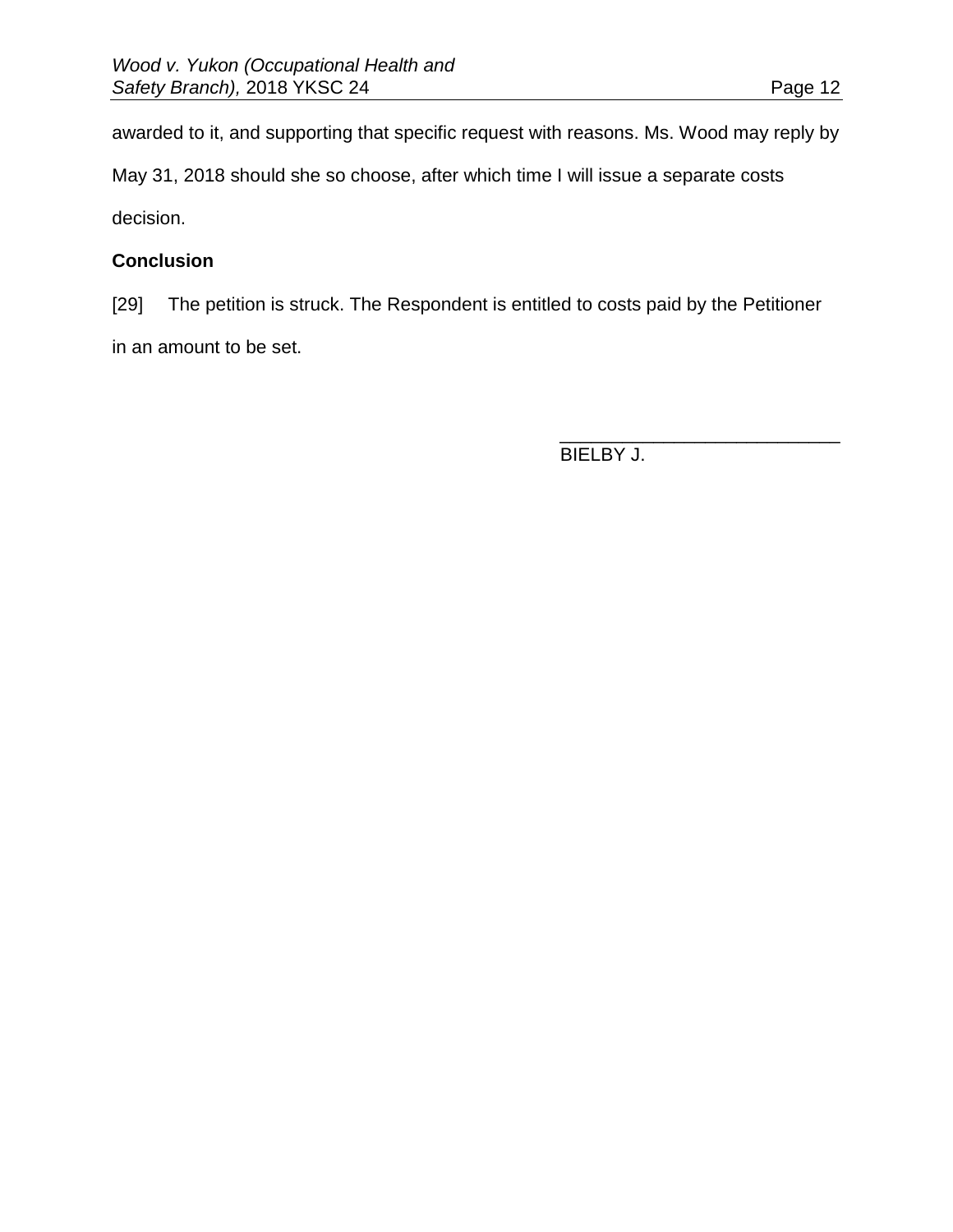awarded to it, and supporting that specific request with reasons. Ms. Wood may reply by May 31, 2018 should she so choose, after which time I will issue a separate costs decision.

## Conclusion

[29] The petition is struck. The Respondent is entitled to costs paid by the Petitioner in an amount to be set.

\_\_\_\_\_\_\_\_\_\_\_\_\_\_\_\_\_\_\_\_\_\_\_\_\_\_\_\_

BIELBY J.